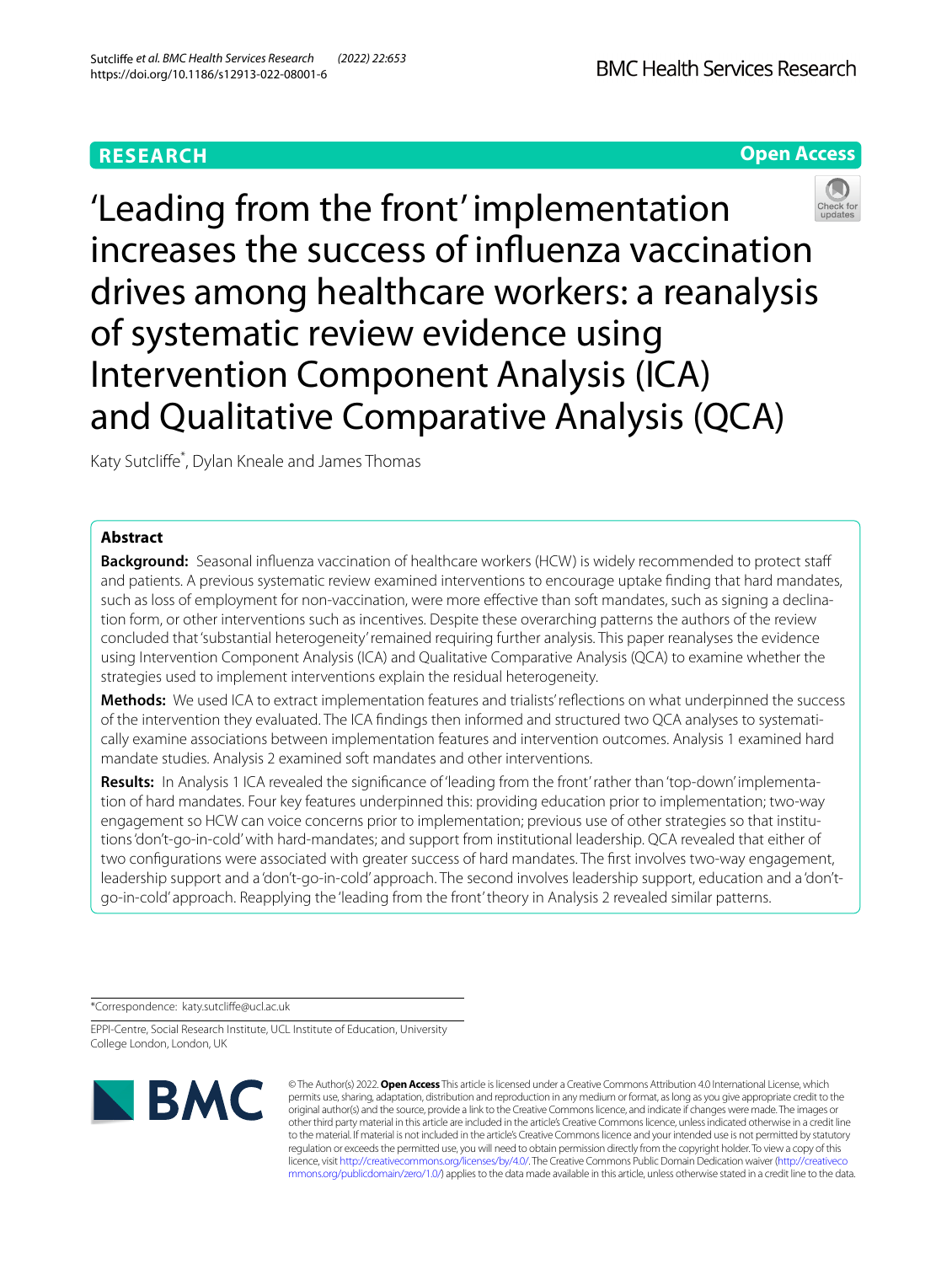RESEARCH

Open Access

# 'Leading from the front' implementation increases the success of influenza vaccination drives among healthcare workers: a reanalysis of systematic review evidence using Intervention Component Analysis (ICA) and Qualitative Comparative Analysis (QCA)

Katy Sutcliffe*, Dylan Kneale and James Thomas

## Abstract

**Background:** Seasonal influenza vaccination of healthcare workers (HCW) is widely recommended to protect staff and patients. A previous systematic review examined interventions to encourage uptake finding that hard mandates, such as loss of employment for non-vaccination, were more effective than soft mandates, such as signing a declination form, or other interventions such as incentives. Despite these overarching patterns the authors of the review concluded that 'substantial heterogeneity' remained requiring further analysis. This paper reanalyses the evidence using Intervention Component Analysis (ICA) and Qualitative Comparative Analysis (QCA) to examine whether the strategies used to implement interventions explain the residual heterogeneity.

**Methods:** We used ICA to extract implementation features and trialists' reflections on what underpinned the success of the intervention they evaluated. The ICA findings then informed and structured two QCA analyses to systematically examine associations between implementation features and intervention outcomes. Analysis 1 examined hard mandate studies. Analysis 2 examined soft mandates and other interventions.

**Results:** In Analysis 1 ICA revealed the significance of 'leading from the front' rather than 'top-down' implementation of hard mandates. Four key features underpinned this: providing education prior to implementation; two-way engagement so HCW can voice concerns prior to implementation; previous use of other strategies so that institutions 'don't-go-in-cold' with hard-mandates; and support from institutional leadership. QCA revealed that either of two configurations were associated with greater success of hard mandates. The first involves two-way engagement, leadership support and a 'don't-go-in-cold' approach. The second involves leadership support, education and a 'don't-go-in-cold' approach. Reapplying the 'leading from the front' theory in Analysis 2 revealed similar patterns.

*Correspondence: katy.sutcliffe@ucl.ac.uk

EPPI-Centre, Social Research Institute, UCL Institute of Education, University College London, London, UK

© The Author(s) 2022. **Open Access** This article is licensed under a Creative Commons Attribution 4.0 International License, which permits use, sharing, adaptation, distribution and reproduction in any medium or format, as long as you give appropriate credit to the original author(s) and the source, provide a link to the Creative Commons licence, and indicate if changes were made. The images or other third party material in this article are included in the article's Creative Commons licence, unless indicated otherwise in a credit line to the material. If material is not included in the article's Creative Commons licence and your intended use is not permitted by statutory regulation or exceeds the permitted use, you will need to obtain permission directly from the copyright holder. To view a copy of this licence, visit http://creativecommons.org/licenses/by/4.0/. The Creative Commons Public Domain Dedication waiver (http://creativecommons.org/publicdomain/zero/1.0/) applies to the data made available in this article, unless otherwise stated in a credit line to the data.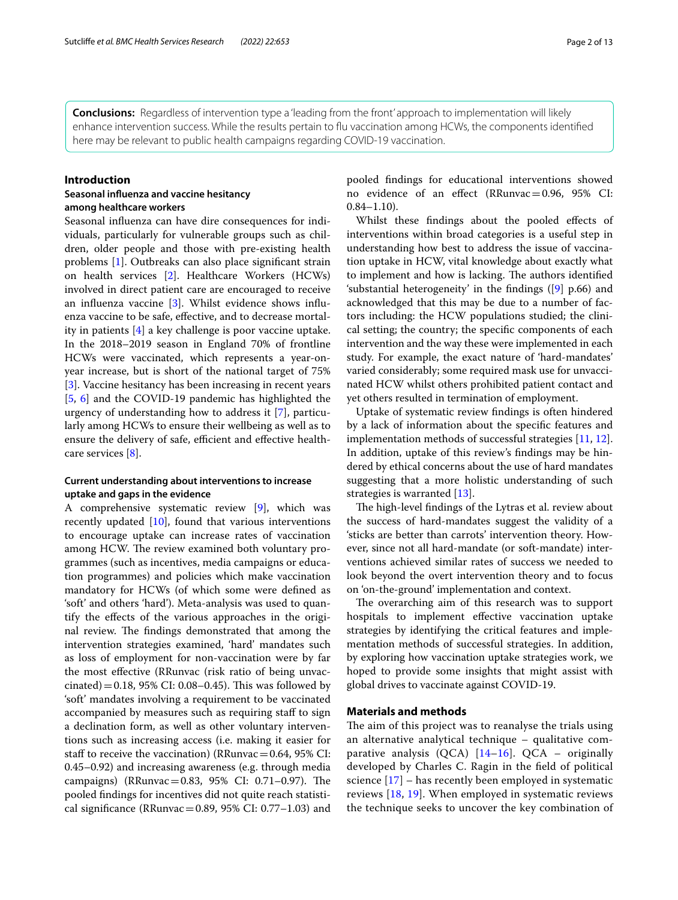**Conclusions:** Regardless of intervention type a 'leading from the front' approach to implementation will likely enhance intervention success. While the results pertain to flu vaccination among HCWs, the components identified here may be relevant to public health campaigns regarding COVID-19 vaccination.

## Introduction

### Seasonal influenza and vaccine hesitancy among healthcare workers

Seasonal influenza can have dire consequences for individuals, particularly for vulnerable groups such as children, older people and those with pre-existing health problems [1]. Outbreaks can also place significant strain on health services [2]. Healthcare Workers (HCWs) involved in direct patient care are encouraged to receive an influenza vaccine [3]. Whilst evidence shows influenza vaccine to be safe, effective, and to decrease mortality in patients [4] a key challenge is poor vaccine uptake. In the 2018–2019 season in England 70% of frontline HCWs were vaccinated, which represents a year-on-year increase, but is short of the national target of 75% [3]. Vaccine hesitancy has been increasing in recent years [5, 6] and the COVID-19 pandemic has highlighted the urgency of understanding how to address it [7], particularly among HCWs to ensure their wellbeing as well as to ensure the delivery of safe, efficient and effective healthcare services [8].

### Current understanding about interventions to increase uptake and gaps in the evidence

A comprehensive systematic review [9], which was recently updated [10], found that various interventions to encourage uptake can increase rates of vaccination among HCW. The review examined both voluntary programmes (such as incentives, media campaigns or education programmes) and policies which make vaccination mandatory for HCWs (of which some were defined as 'soft' and others 'hard'). Meta-analysis was used to quantify the effects of the various approaches in the original review. The findings demonstrated that among the intervention strategies examined, 'hard' mandates such as loss of employment for non-vaccination were by far the most effective (RRunvac (risk ratio of being unvaccinated) = 0.18, 95% CI: 0.08–0.45). This was followed by 'soft' mandates involving a requirement to be vaccinated accompanied by measures such as requiring staff to sign a declination form, as well as other voluntary interventions such as increasing access (i.e. making it easier for staff to receive the vaccination) (RRunvac = 0.64, 95% CI: 0.45–0.92) and increasing awareness (e.g. through media campaigns) (RRunvac = 0.83, 95% CI: 0.71–0.97). The pooled findings for incentives did not quite reach statistical significance (RRunvac = 0.89, 95% CI: 0.77–1.03) and pooled findings for educational interventions showed no evidence of an effect (RRunvac = 0.96, 95% CI: 0.84–1.10).

Whilst these findings about the pooled effects of interventions within broad categories is a useful step in understanding how best to address the issue of vaccination uptake in HCW, vital knowledge about exactly what to implement and how is lacking. The authors identified 'substantial heterogeneity' in the findings ([9] p.66) and acknowledged that this may be due to a number of factors including: the HCW populations studied; the clinical setting; the country; the specific components of each intervention and the way these were implemented in each study. For example, the exact nature of 'hard-mandates' varied considerably; some required mask use for unvaccinated HCW whilst others prohibited patient contact and yet others resulted in termination of employment.

Uptake of systematic review findings is often hindered by a lack of information about the specific features and implementation methods of successful strategies [11, 12]. In addition, uptake of this review's findings may be hindered by ethical concerns about the use of hard mandates suggesting that a more holistic understanding of such strategies is warranted [13].

The high-level findings of the Lytras et al. review about the success of hard-mandates suggest the validity of a 'sticks are better than carrots' intervention theory. However, since not all hard-mandate (or soft-mandate) interventions achieved similar rates of success we needed to look beyond the overt intervention theory and to focus on 'on-the-ground' implementation and context.

The overarching aim of this research was to support hospitals to implement effective vaccination uptake strategies by identifying the critical features and implementation methods of successful strategies. In addition, by exploring how vaccination uptake strategies work, we hoped to provide some insights that might assist with global drives to vaccinate against COVID-19.

## Materials and methods

The aim of this project was to reanalyse the trials using an alternative analytical technique – qualitative comparative analysis (QCA) [14–16]. QCA – originally developed by Charles C. Ragin in the field of political science [17] – has recently been employed in systematic reviews [18, 19]. When employed in systematic reviews the technique seeks to uncover the key combination of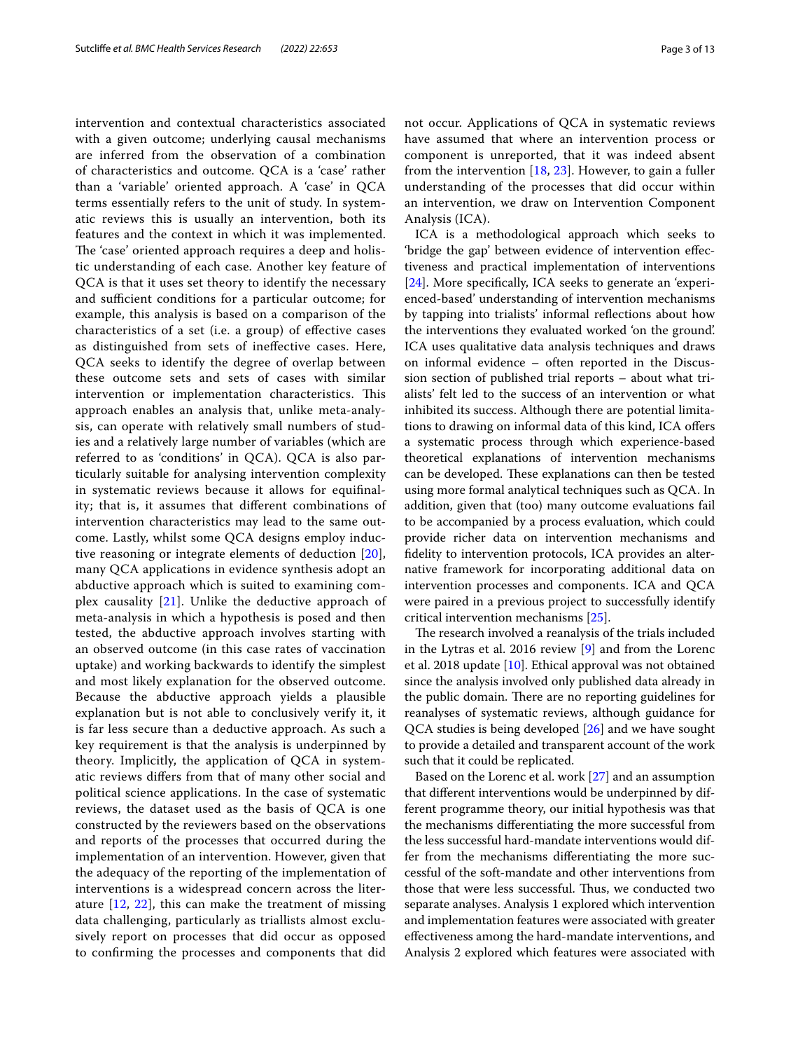intervention and contextual characteristics associated with a given outcome; underlying causal mechanisms are inferred from the observation of a combination of characteristics and outcome. QCA is a 'case' rather than a 'variable' oriented approach. A 'case' in QCA terms essentially refers to the unit of study. In systematic reviews this is usually an intervention, both its features and the context in which it was implemented. The 'case' oriented approach requires a deep and holistic understanding of each case. Another key feature of QCA is that it uses set theory to identify the necessary and sufficient conditions for a particular outcome; for example, this analysis is based on a comparison of the characteristics of a set (i.e. a group) of effective cases as distinguished from sets of ineffective cases. Here, QCA seeks to identify the degree of overlap between these outcome sets and sets of cases with similar intervention or implementation characteristics. This approach enables an analysis that, unlike meta-analysis, can operate with relatively small numbers of studies and a relatively large number of variables (which are referred to as 'conditions' in QCA). QCA is also particularly suitable for analysing intervention complexity in systematic reviews because it allows for equifinality; that is, it assumes that different combinations of intervention characteristics may lead to the same outcome. Lastly, whilst some QCA designs employ inductive reasoning or integrate elements of deduction [20], many QCA applications in evidence synthesis adopt an abductive approach which is suited to examining complex causality [21]. Unlike the deductive approach of meta-analysis in which a hypothesis is posed and then tested, the abductive approach involves starting with an observed outcome (in this case rates of vaccination uptake) and working backwards to identify the simplest and most likely explanation for the observed outcome. Because the abductive approach yields a plausible explanation but is not able to conclusively verify it, it is far less secure than a deductive approach. As such a key requirement is that the analysis is underpinned by theory. Implicitly, the application of QCA in systematic reviews differs from that of many other social and political science applications. In the case of systematic reviews, the dataset used as the basis of QCA is one constructed by the reviewers based on the observations and reports of the processes that occurred during the implementation of an intervention. However, given that the adequacy of the reporting of the implementation of interventions is a widespread concern across the literature [12, 22], this can make the treatment of missing data challenging, particularly as triallists almost exclusively report on processes that did occur as opposed to confirming the processes and components that did not occur. Applications of QCA in systematic reviews have assumed that where an intervention process or component is unreported, that it was indeed absent from the intervention [18, 23]. However, to gain a fuller understanding of the processes that did occur within an intervention, we draw on Intervention Component Analysis (ICA).

ICA is a methodological approach which seeks to 'bridge the gap' between evidence of intervention effectiveness and practical implementation of interventions [24]. More specifically, ICA seeks to generate an 'experienced-based' understanding of intervention mechanisms by tapping into trialists' informal reflections about how the interventions they evaluated worked 'on the ground'. ICA uses qualitative data analysis techniques and draws on informal evidence – often reported in the Discussion section of published trial reports – about what trialists' felt led to the success of an intervention or what inhibited its success. Although there are potential limitations to drawing on informal data of this kind, ICA offers a systematic process through which experience-based theoretical explanations of intervention mechanisms can be developed. These explanations can then be tested using more formal analytical techniques such as QCA. In addition, given that (too) many outcome evaluations fail to be accompanied by a process evaluation, which could provide richer data on intervention mechanisms and fidelity to intervention protocols, ICA provides an alternative framework for incorporating additional data on intervention processes and components. ICA and QCA were paired in a previous project to successfully identify critical intervention mechanisms [25].

The research involved a reanalysis of the trials included in the Lytras et al. 2016 review [9] and from the Lorenc et al. 2018 update [10]. Ethical approval was not obtained since the analysis involved only published data already in the public domain. There are no reporting guidelines for reanalyses of systematic reviews, although guidance for QCA studies is being developed [26] and we have sought to provide a detailed and transparent account of the work such that it could be replicated.

Based on the Lorenc et al. work [27] and an assumption that different interventions would be underpinned by different programme theory, our initial hypothesis was that the mechanisms differentiating the more successful from the less successful hard-mandate interventions would differ from the mechanisms differentiating the more successful of the soft-mandate and other interventions from those that were less successful. Thus, we conducted two separate analyses. Analysis 1 explored which intervention and implementation features were associated with greater effectiveness among the hard-mandate interventions, and Analysis 2 explored which features were associated with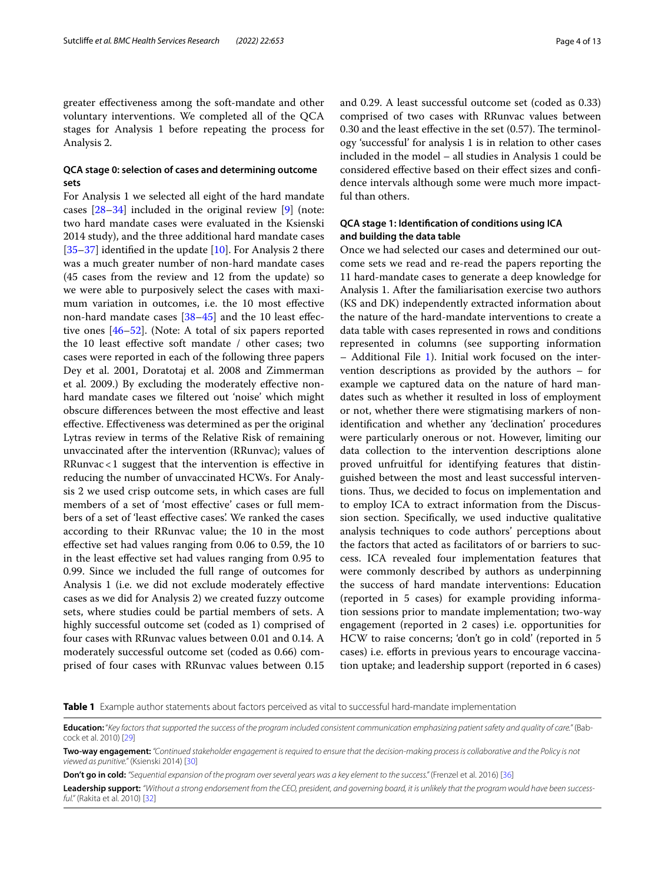greater effectiveness among the soft-mandate and other voluntary interventions. We completed all of the QCA stages for Analysis 1 before repeating the process for Analysis 2.

### QCA stage 0: selection of cases and determining outcome sets

For Analysis 1 we selected all eight of the hard mandate cases [28–34] included in the original review [9] (note: two hard mandate cases were evaluated in the Ksienski 2014 study), and the three additional hard mandate cases [35–37] identified in the update [10]. For Analysis 2 there was a much greater number of non-hard mandate cases (45 cases from the review and 12 from the update) so we were able to purposively select the cases with maximum variation in outcomes, i.e. the 10 most effective non-hard mandate cases [38–45] and the 10 least effective ones [46–52]. (Note: A total of six papers reported the 10 least effective soft mandate / other cases; two cases were reported in each of the following three papers Dey et al. 2001, Doratotaj et al. 2008 and Zimmerman et al. 2009.) By excluding the moderately effective non-hard mandate cases we filtered out 'noise' which might obscure differences between the most effective and least effective. Effectiveness was determined as per the original Lytras review in terms of the Relative Risk of remaining unvaccinated after the intervention (RRunvac); values of RRunvac < 1 suggest that the intervention is effective in reducing the number of unvaccinated HCWs. For Analysis 2 we used crisp outcome sets, in which cases are full members of a set of 'most effective' cases or full members of a set of 'least effective cases'. We ranked the cases according to their RRunvac value; the 10 in the most effective set had values ranging from 0.06 to 0.59, the 10 in the least effective set had values ranging from 0.95 to 0.99. Since we included the full range of outcomes for Analysis 1 (i.e. we did not exclude moderately effective cases as we did for Analysis 2) we created fuzzy outcome sets, where studies could be partial members of sets. A highly successful outcome set (coded as 1) comprised of four cases with RRunvac values between 0.01 and 0.14. A moderately successful outcome set (coded as 0.66) comprised of four cases with RRunvac values between 0.15 and 0.29. A least successful outcome set (coded as 0.33) comprised of two cases with RRunvac values between 0.30 and the least effective in the set (0.57). The terminology 'successful' for analysis 1 is in relation to other cases included in the model – all studies in Analysis 1 could be considered effective based on their effect sizes and confidence intervals although some were much more impactful than others.

### QCA stage 1: Identification of conditions using ICA and building the data table

Once we had selected our cases and determined our outcome sets we read and re-read the papers reporting the 11 hard-mandate cases to generate a deep knowledge for Analysis 1. After the familiarisation exercise two authors (KS and DK) independently extracted information about the nature of the hard-mandate interventions to create a data table with cases represented in rows and conditions represented in columns (see supporting information – Additional File 1). Initial work focused on the intervention descriptions as provided by the authors – for example we captured data on the nature of hard mandates such as whether it resulted in loss of employment or not, whether there were stigmatising markers of non-identification and whether any 'declination' procedures were particularly onerous or not. However, limiting our data collection to the intervention descriptions alone proved unfruitful for identifying features that distinguished between the most and least successful interventions. Thus, we decided to focus on implementation and to employ ICA to extract information from the Discussion section. Specifically, we used inductive qualitative analysis techniques to code authors' perceptions about the factors that acted as facilitators of or barriers to success. ICA revealed four implementation features that were commonly described by authors as underpinning the success of hard mandate interventions: Education (reported in 5 cases) for example providing information sessions prior to mandate implementation; two-way engagement (reported in 2 cases) i.e. opportunities for HCW to raise concerns; 'don't go in cold' (reported in 5 cases) i.e. efforts in previous years to encourage vaccination uptake; and leadership support (reported in 6 cases)

**Table 1** Example author statements about factors perceived as vital to successful hard-mandate implementation

**Education:** *"Key factors that supported the success of the program included consistent communication emphasizing patient safety and quality of care."* (Babcock et al. 2010) [29]

**Two-way engagement:** *"Continued stakeholder engagement is required to ensure that the decision-making process is collaborative and the Policy is not viewed as punitive."* (Ksienski 2014) [30]

**Don't go in cold:** *"Sequential expansion of the program over several years was a key element to the success."* (Frenzel et al. 2016) [36]

**Leadership support:** *"Without a strong endorsement from the CEO, president, and governing board, it is unlikely that the program would have been successful."* (Rakita et al. 2010) [32]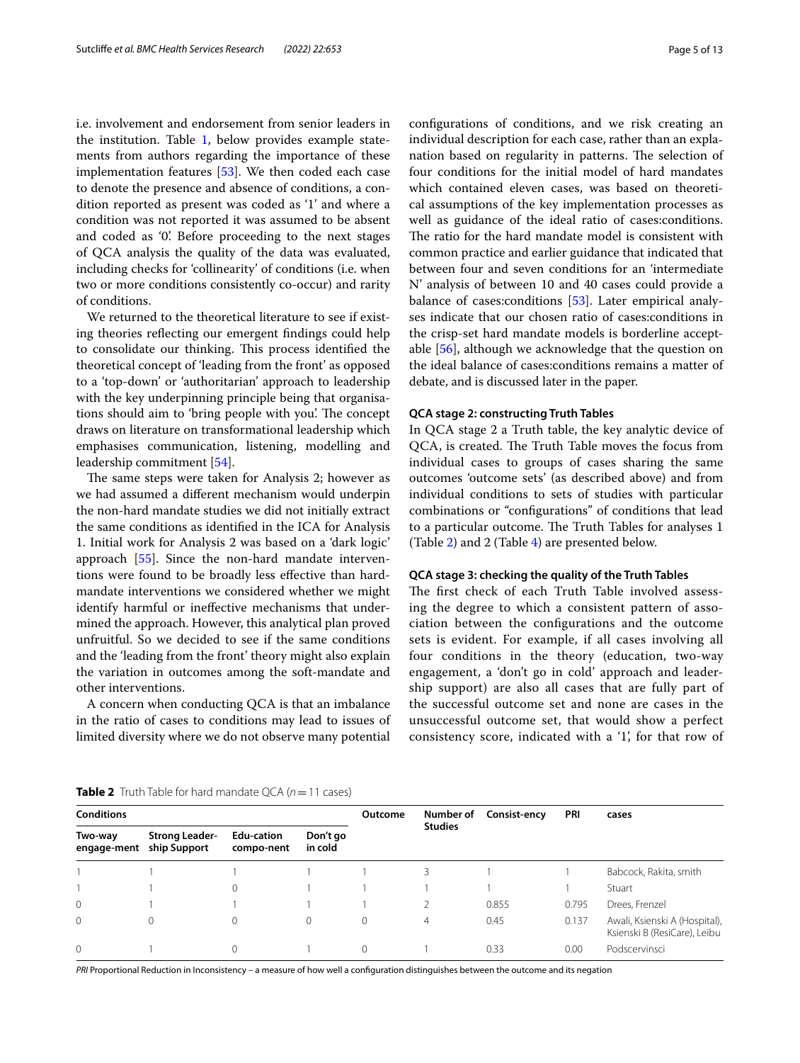i.e. involvement and endorsement from senior leaders in the institution. Table 1, below provides example statements from authors regarding the importance of these implementation features [53]. We then coded each case to denote the presence and absence of conditions, a condition reported as present was coded as '1' and where a condition was not reported it was assumed to be absent and coded as '0'. Before proceeding to the next stages of QCA analysis the quality of the data was evaluated, including checks for 'collinearity' of conditions (i.e. when two or more conditions consistently co-occur) and rarity of conditions.

We returned to the theoretical literature to see if existing theories reflecting our emergent findings could help to consolidate our thinking. This process identified the theoretical concept of 'leading from the front' as opposed to a 'top-down' or 'authoritarian' approach to leadership with the key underpinning principle being that organisations should aim to 'bring people with you'. The concept draws on literature on transformational leadership which emphasises communication, listening, modelling and leadership commitment [54].

The same steps were taken for Analysis 2; however as we had assumed a different mechanism would underpin the non-hard mandate studies we did not initially extract the same conditions as identified in the ICA for Analysis 1. Initial work for Analysis 2 was based on a 'dark logic' approach [55]. Since the non-hard mandate interventions were found to be broadly less effective than hard-mandate interventions we considered whether we might identify harmful or ineffective mechanisms that undermined the approach. However, this analytical plan proved unfruitful. So we decided to see if the same conditions and the 'leading from the front' theory might also explain the variation in outcomes among the soft-mandate and other interventions.

A concern when conducting QCA is that an imbalance in the ratio of cases to conditions may lead to issues of limited diversity where we do not observe many potential configurations of conditions, and we risk creating an individual description for each case, rather than an explanation based on regularity in patterns. The selection of four conditions for the initial model of hard mandates which contained eleven cases, was based on theoretical assumptions of the key implementation processes as well as guidance of the ideal ratio of cases:conditions. The ratio for the hard mandate model is consistent with common practice and earlier guidance that indicated that between four and seven conditions for an 'intermediate N' analysis of between 10 and 40 cases could provide a balance of cases:conditions [53]. Later empirical analyses indicate that our chosen ratio of cases:conditions in the crisp-set hard mandate models is borderline acceptable [56], although we acknowledge that the question on the ideal balance of cases:conditions remains a matter of debate, and is discussed later in the paper.

### QCA stage 2: constructing Truth Tables

In QCA stage 2 a Truth table, the key analytic device of QCA, is created. The Truth Table moves the focus from individual cases to groups of cases sharing the same outcomes 'outcome sets' (as described above) and from individual conditions to sets of studies with particular combinations or "configurations" of conditions that lead to a particular outcome. The Truth Tables for analyses 1 (Table 2) and 2 (Table 4) are presented below.

### QCA stage 3: checking the quality of the Truth Tables

The first check of each Truth Table involved assessing the degree to which a consistent pattern of association between the configurations and the outcome sets is evident. For example, if all cases involving all four conditions in the theory (education, two-way engagement, a 'don't go in cold' approach and leadership support) are also all cases that are fully part of the successful outcome set and none are cases in the unsuccessful outcome set, that would show a perfect consistency score, indicated with a '1', for that row of

**Table 2** Truth Table for hard mandate QCA ($n = 11$ cases)

| Conditions | | | | Outcome | Number of Studies | Consist-ency | PRI | cases |
|---|---|---|---|---|---|---|---|---|
| Two-way engage-ment | Strong Leader-ship Support | Edu-cation compo-nent | Don't go in cold | | | | | |
| 1 | 1 | 1 | 1 | 1 | 3 | 1 | 1 | Babcock, Rakita, smith |
| 1 | 1 | 0 | 1 | 1 | 1 | 1 | 1 | Stuart |
| 0 | 1 | 1 | 1 | 1 | 2 | 0.855 | 0.795 | Drees, Frenzel |
| 0 | 0 | 0 | 0 | 0 | 4 | 0.45 | 0.137 | Awali, Ksienski A (Hospital), Ksienski B (ResiCare), Leibu |
| 0 | 1 | 0 | 1 | 0 | 1 | 0.33 | 0.00 | Podscervinsci |

*PRI* Proportional Reduction in Inconsistency – a measure of how well a configuration distinguishes between the outcome and its negation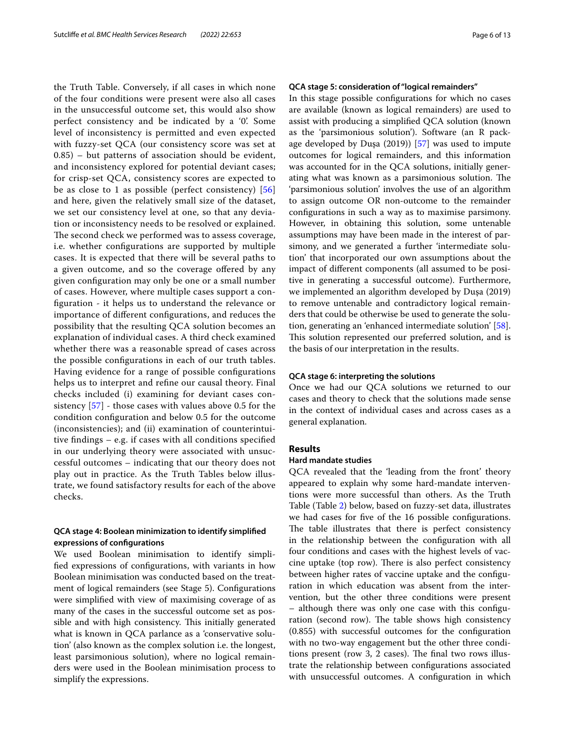the Truth Table. Conversely, if all cases in which none of the four conditions were present were also all cases in the unsuccessful outcome set, this would also show perfect consistency and be indicated by a '0'. Some level of inconsistency is permitted and even expected with fuzzy-set QCA (our consistency score was set at 0.85) – but patterns of association should be evident, and inconsistency explored for potential deviant cases; for crisp-set QCA, consistency scores are expected to be as close to 1 as possible (perfect consistency) [56] and here, given the relatively small size of the dataset, we set our consistency level at one, so that any deviation or inconsistency needs to be resolved or explained. The second check we performed was to assess coverage, i.e. whether configurations are supported by multiple cases. It is expected that there will be several paths to a given outcome, and so the coverage offered by any given configuration may only be one or a small number of cases. However, where multiple cases support a configuration - it helps us to understand the relevance or importance of different configurations, and reduces the possibility that the resulting QCA solution becomes an explanation of individual cases. A third check examined whether there was a reasonable spread of cases across the possible configurations in each of our truth tables. Having evidence for a range of possible configurations helps us to interpret and refine our causal theory. Final checks included (i) examining for deviant cases consistency [57] - those cases with values above 0.5 for the condition configuration and below 0.5 for the outcome (inconsistencies); and (ii) examination of counterintuitive findings – e.g. if cases with all conditions specified in our underlying theory were associated with unsuccessful outcomes – indicating that our theory does not play out in practice. As the Truth Tables below illustrate, we found satisfactory results for each of the above checks.

#### QCA stage 4: Boolean minimization to identify simplified expressions of configurations

We used Boolean minimisation to identify simplified expressions of configurations, with variants in how Boolean minimisation was conducted based on the treatment of logical remainders (see Stage 5). Configurations were simplified with view of maximising coverage of as many of the cases in the successful outcome set as possible and with high consistency. This initially generated what is known in QCA parlance as a 'conservative solution' (also known as the complex solution i.e. the longest, least parsimonious solution), where no logical remainders were used in the Boolean minimisation process to simplify the expressions.

#### QCA stage 5: consideration of "logical remainders"

In this stage possible configurations for which no cases are available (known as logical remainders) are used to assist with producing a simplified QCA solution (known as the 'parsimonious solution'). Software (an R package developed by Dușa (2019)) [57] was used to impute outcomes for logical remainders, and this information was accounted for in the QCA solutions, initially generating what was known as a parsimonious solution. The 'parsimonious solution' involves the use of an algorithm to assign outcome OR non-outcome to the remainder configurations in such a way as to maximise parsimony. However, in obtaining this solution, some untenable assumptions may have been made in the interest of parsimony, and we generated a further 'intermediate solution' that incorporated our own assumptions about the impact of different components (all assumed to be positive in generating a successful outcome). Furthermore, we implemented an algorithm developed by Dușa (2019) to remove untenable and contradictory logical remainders that could be otherwise be used to generate the solution, generating an 'enhanced intermediate solution' [58]. This solution represented our preferred solution, and is the basis of our interpretation in the results.

#### QCA stage 6: interpreting the solutions

Once we had our QCA solutions we returned to our cases and theory to check that the solutions made sense in the context of individual cases and across cases as a general explanation.

## Results

### Hard mandate studies

QCA revealed that the 'leading from the front' theory appeared to explain why some hard-mandate interventions were more successful than others. As the Truth Table (Table 2) below, based on fuzzy-set data, illustrates we had cases for five of the 16 possible configurations. The table illustrates that there is perfect consistency in the relationship between the configuration with all four conditions and cases with the highest levels of vaccine uptake (top row). There is also perfect consistency between higher rates of vaccine uptake and the configuration in which education was absent from the intervention, but the other three conditions were present – although there was only one case with this configuration (second row). The table shows high consistency (0.855) with successful outcomes for the configuration with no two-way engagement but the other three conditions present (row 3, 2 cases). The final two rows illustrate the relationship between configurations associated with unsuccessful outcomes. A configuration in which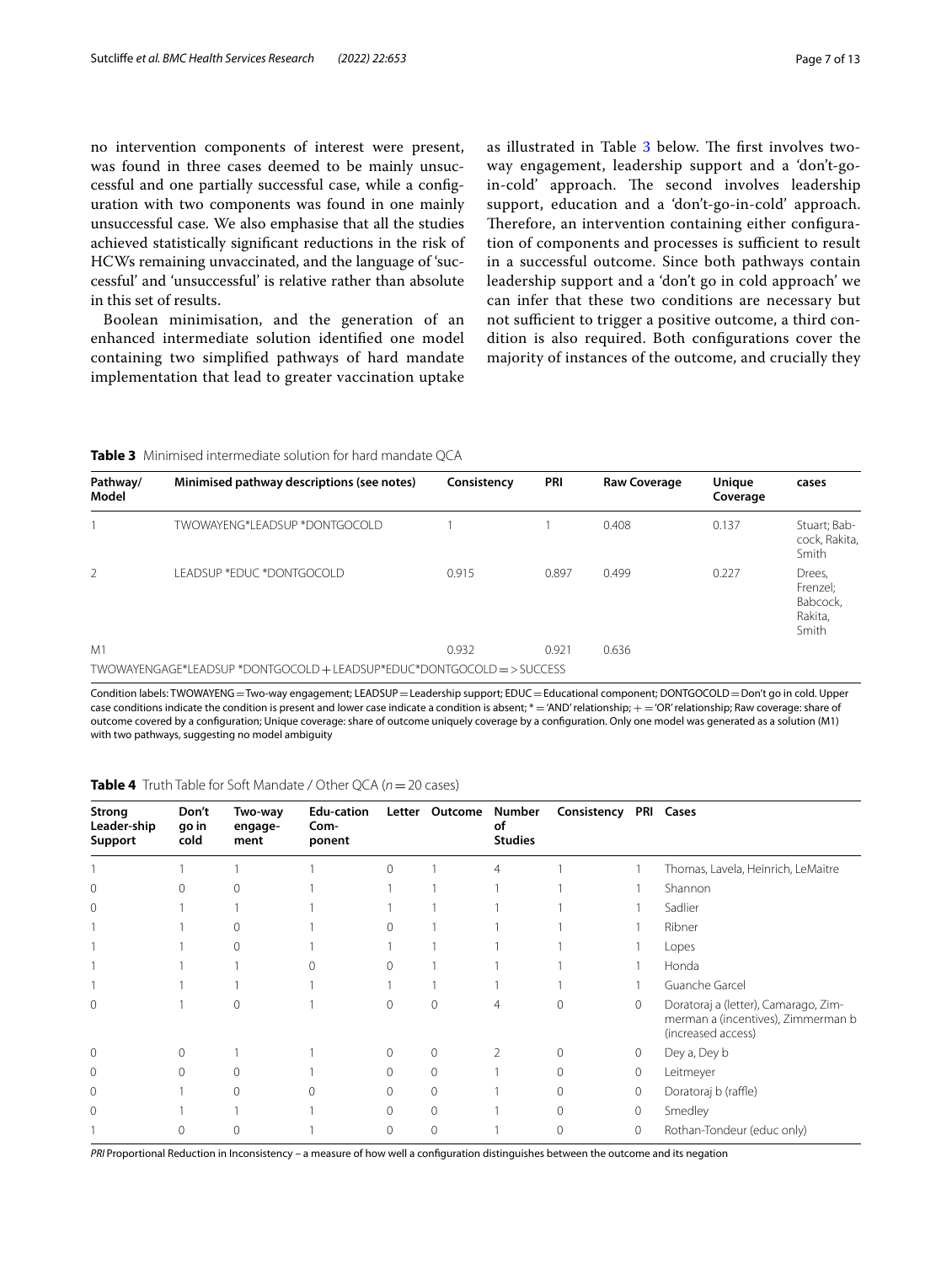no intervention components of interest were present, was found in three cases deemed to be mainly unsuccessful and one partially successful case, while a configuration with two components was found in one mainly unsuccessful case. We also emphasise that all the studies achieved statistically significant reductions in the risk of HCWs remaining unvaccinated, and the language of 'successful' and 'unsuccessful' is relative rather than absolute in this set of results.

Boolean minimisation, and the generation of an enhanced intermediate solution identified one model containing two simplified pathways of hard mandate implementation that lead to greater vaccination uptake as illustrated in Table 3 below. The first involves two-way engagement, leadership support and a 'don't-go-in-cold' approach. The second involves leadership support, education and a 'don't-go-in-cold' approach. Therefore, an intervention containing either configuration of components and processes is sufficient to result in a successful outcome. Since both pathways contain leadership support and a 'don't go in cold approach' we can infer that these two conditions are necessary but not sufficient to trigger a positive outcome, a third condition is also required. Both configurations cover the majority of instances of the outcome, and crucially they

**Table 3** Minimised intermediate solution for hard mandate QCA

| Pathway/ Model | Minimised pathway descriptions (see notes) | Consistency | PRI | Raw Coverage | Unique Coverage | cases |
|---|---|---|---|---|---|---|
| 1 | TWOWAYENG*LEADSUP *DONTGOCOLD | 1 | 1 | 0.408 | 0.137 | Stuart; Babcock, Rakita, Smith |
| 2 | LEADSUP *EDUC *DONTGOCOLD | 0.915 | 0.897 | 0.499 | 0.227 | Drees, Frenzel; Babcock, Rakita, Smith |
| M1 | | 0.932 | 0.921 | 0.636 | | |
| TWOWAYENGAGE*LEADSUP *DONTGOCOLD + LEADSUP*EDUC*DONTGOCOLD => SUCCESS | | | | | | |

Condition labels: TWOWAYENG = Two-way engagement; LEADSUP = Leadership support; EDUC = Educational component; DONTGOCOLD = Don't go in cold. Upper case conditions indicate the condition is present and lower case indicate a condition is absent; * = 'AND' relationship; + = 'OR' relationship; Raw coverage: share of outcome covered by a configuration; Unique coverage: share of outcome uniquely coverage by a configuration. Only one model was generated as a solution (M1) with two pathways, suggesting no model ambiguity

**Table 4** Truth Table for Soft Mandate / Other QCA ($n = 20$ cases)

| Strong Leader-ship Support | Don't go in cold | Two-way engage-ment | Edu-cation Com-ponent | Letter | Outcome | Number of Studies | Consistency | PRI | Cases |
|---|---|---|---|---|---|---|---|---|---|
| 1 | 1 | 1 | 1 | 0 | 1 | 4 | 1 | 1 | Thomas, Lavela, Heinrich, LeMaitre |
| 0 | 0 | 0 | 1 | 1 | 1 | 1 | 1 | 1 | Shannon |
| 0 | 1 | 1 | 1 | 1 | 1 | 1 | 1 | 1 | Sadlier |
| 1 | 1 | 0 | 1 | 0 | 1 | 1 | 1 | 1 | Ribner |
| 1 | 1 | 0 | 1 | 1 | 1 | 1 | 1 | 1 | Lopes |
| 1 | 1 | 1 | 0 | 0 | 1 | 1 | 1 | 1 | Honda |
| 1 | 1 | 1 | 1 | 1 | 1 | 1 | 1 | 1 | Guanche Garcel |
| 0 | 1 | 0 | 1 | 0 | 0 | 4 | 0 | 0 | Doratoraj a (letter), Camarago, Zimmerman a (incentives), Zimmerman b (increased access) |
| 0 | 0 | 1 | 1 | 0 | 0 | 2 | 0 | 0 | Dey a, Dey b |
| 0 | 0 | 0 | 1 | 0 | 0 | 1 | 0 | 0 | Leitmeyer |
| 0 | 1 | 0 | 0 | 0 | 0 | 1 | 0 | 0 | Doratoraj b (raffle) |
| 0 | 1 | 1 | 1 | 0 | 0 | 1 | 0 | 0 | Smedley |
| 1 | 0 | 0 | 1 | 0 | 0 | 1 | 0 | 0 | Rothan-Tondeur (educ only) |

*PRI* Proportional Reduction in Inconsistency – a measure of how well a configuration distinguishes between the outcome and its negation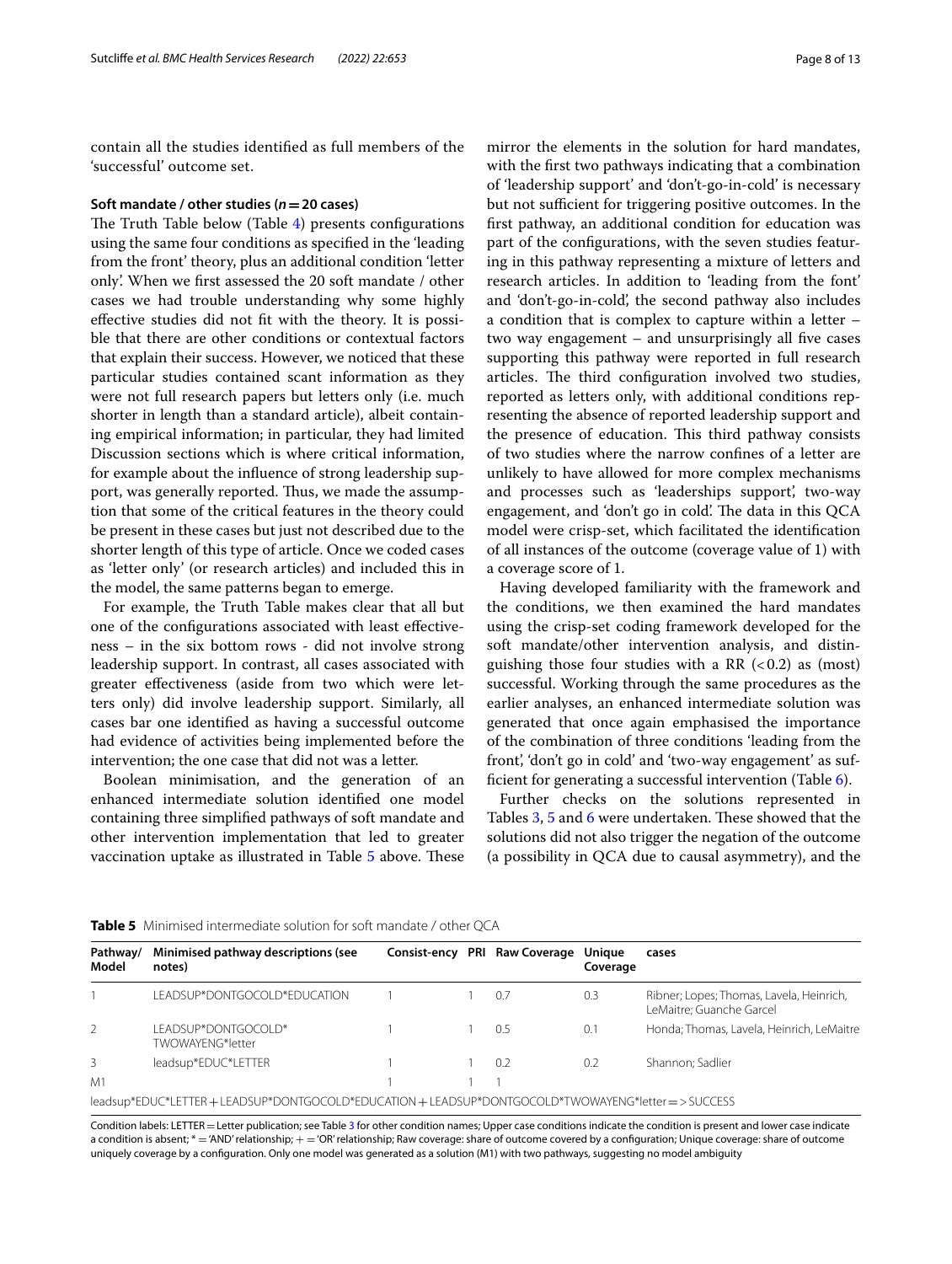contain all the studies identified as full members of the 'successful' outcome set.

### Soft mandate / other studies (*n* = 20 cases)

The Truth Table below (Table 4) presents configurations using the same four conditions as specified in the 'leading from the front' theory, plus an additional condition 'letter only'. When we first assessed the 20 soft mandate / other cases we had trouble understanding why some highly effective studies did not fit with the theory. It is possible that there are other conditions or contextual factors that explain their success. However, we noticed that these particular studies contained scant information as they were not full research papers but letters only (i.e. much shorter in length than a standard article), albeit containing empirical information; in particular, they had limited Discussion sections which is where critical information, for example about the influence of strong leadership support, was generally reported. Thus, we made the assumption that some of the critical features in the theory could be present in these cases but just not described due to the shorter length of this type of article. Once we coded cases as 'letter only' (or research articles) and included this in the model, the same patterns began to emerge.

For example, the Truth Table makes clear that all but one of the configurations associated with least effectiveness – in the six bottom rows - did not involve strong leadership support. In contrast, all cases associated with greater effectiveness (aside from two which were letters only) did involve leadership support. Similarly, all cases bar one identified as having a successful outcome had evidence of activities being implemented before the intervention; the one case that did not was a letter.

Boolean minimisation, and the generation of an enhanced intermediate solution identified one model containing three simplified pathways of soft mandate and other intervention implementation that led to greater vaccination uptake as illustrated in Table 5 above. These mirror the elements in the solution for hard mandates, with the first two pathways indicating that a combination of 'leadership support' and 'don't-go-in-cold' is necessary but not sufficient for triggering positive outcomes. In the first pathway, an additional condition for education was part of the configurations, with the seven studies featuring in this pathway representing a mixture of letters and research articles. In addition to 'leading from the font' and 'don't-go-in-cold', the second pathway also includes a condition that is complex to capture within a letter – two way engagement – and unsurprisingly all five cases supporting this pathway were reported in full research articles. The third configuration involved two studies, reported as letters only, with additional conditions representing the absence of reported leadership support and the presence of education. This third pathway consists of two studies where the narrow confines of a letter are unlikely to have allowed for more complex mechanisms and processes such as 'leaderships support', two-way engagement, and 'don't go in cold'. The data in this QCA model were crisp-set, which facilitated the identification of all instances of the outcome (coverage value of 1) with a coverage score of 1.

Having developed familiarity with the framework and the conditions, we then examined the hard mandates using the crisp-set coding framework developed for the soft mandate/other intervention analysis, and distinguishing those four studies with a RR (<0.2) as (most) successful. Working through the same procedures as the earlier analyses, an enhanced intermediate solution was generated that once again emphasised the importance of the combination of three conditions 'leading from the front', 'don't go in cold' and 'two-way engagement' as sufficient for generating a successful intervention (Table 6).

Further checks on the solutions represented in Tables 3, 5 and 6 were undertaken. These showed that the solutions did not also trigger the negation of the outcome (a possibility in QCA due to causal asymmetry), and the

**Table 5** Minimised intermediate solution for soft mandate / other QCA

| Pathway/ Model | Minimised pathway descriptions (see notes) | Consist-ency | PRI | Raw Coverage | Unique Coverage | cases |
|---|---|---|---|---|---|---|
| 1 | LEADSUP*DONTGOCOLD*EDUCATION | 1 | 1 | 0.7 | 0.3 | Ribner; Lopes; Thomas, Lavela, Heinrich, LeMaitre; Guanche Garcel |
| 2 | LEADSUP*DONTGOCOLD* TWOWAYENG*letter | 1 | 1 | 0.5 | 0.1 | Honda; Thomas, Lavela, Heinrich, LeMaitre |
| 3 | leadsup*EDUC*LETTER | 1 | 1 | 0.2 | 0.2 | Shannon; Sadlier |
| M1 | | 1 | 1 | 1 | | |
| leadsup*EDUC*LETTER + LEADSUP*DONTGOCOLD*EDUCATION + LEADSUP*DONTGOCOLD*TWOWAYENG*letter = > SUCCESS | | | | | | |

Condition labels: LETTER = Letter publication; see Table 3 for other condition names; Upper case conditions indicate the condition is present and lower case indicate a condition is absent; * = 'AND' relationship; + = 'OR' relationship; Raw coverage: share of outcome covered by a configuration; Unique coverage: share of outcome uniquely coverage by a configuration. Only one model was generated as a solution (M1) with two pathways, suggesting no model ambiguity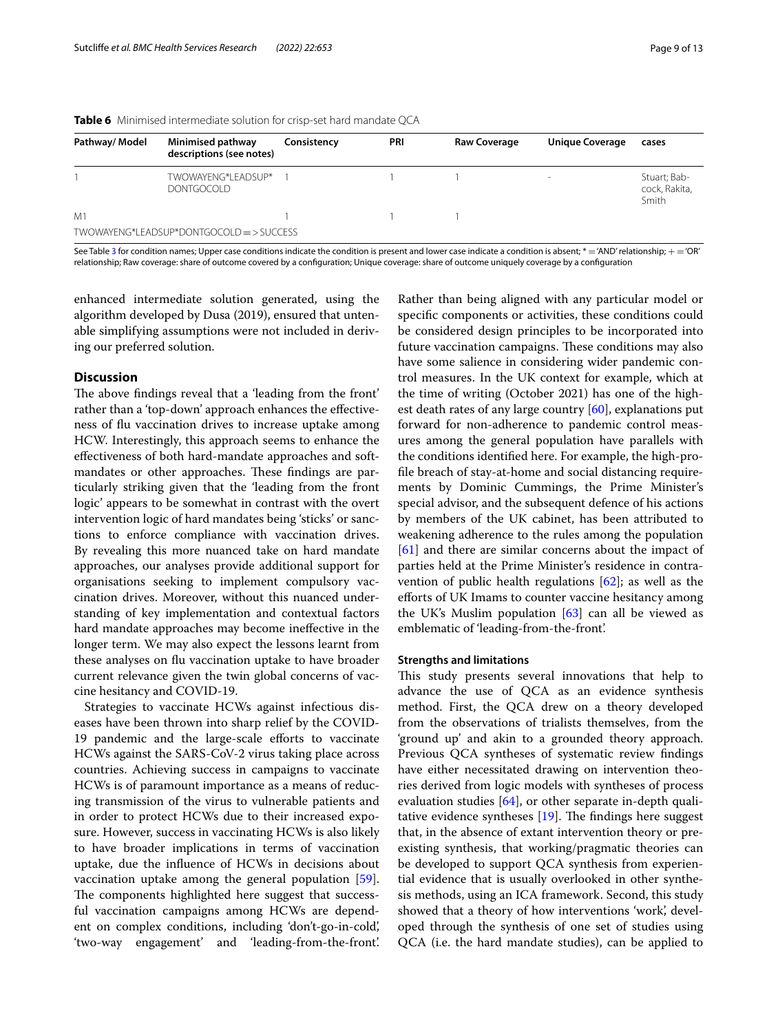**Table 6** Minimised intermediate solution for crisp-set hard mandate QCA

| Pathway/ Model | Minimised pathway descriptions (see notes) | Consistency | PRI | Raw Coverage | Unique Coverage | cases |
|---|---|---|---|---|---|---|
| 1 | TWOWAYENG*LEADSUP*DONTGOCOLD | 1 | 1 | 1 | - | Stuart; Babcock, Rakita, Smith |
| M1 | | 1 | 1 | 1 | | |
| TWOWAYENG*LEADSUP*DONTGOCOLD = > SUCCESS | | | | | | |

See Table 3 for condition names; Upper case conditions indicate the condition is present and lower case indicate a condition is absent; * = 'AND' relationship; + = 'OR' relationship; Raw coverage: share of outcome covered by a configuration; Unique coverage: share of outcome uniquely coverage by a configuration

enhanced intermediate solution generated, using the algorithm developed by Dusa (2019), ensured that untenable simplifying assumptions were not included in deriving our preferred solution.

## Discussion

The above findings reveal that a 'leading from the front' rather than a 'top-down' approach enhances the effectiveness of flu vaccination drives to increase uptake among HCW. Interestingly, this approach seems to enhance the effectiveness of both hard-mandate approaches and soft-mandates or other approaches. These findings are particularly striking given that the 'leading from the front logic' appears to be somewhat in contrast with the overt intervention logic of hard mandates being 'sticks' or sanctions to enforce compliance with vaccination drives. By revealing this more nuanced take on hard mandate approaches, our analyses provide additional support for organisations seeking to implement compulsory vaccination drives. Moreover, without this nuanced understanding of key implementation and contextual factors hard mandate approaches may become ineffective in the longer term. We may also expect the lessons learnt from these analyses on flu vaccination uptake to have broader current relevance given the twin global concerns of vaccine hesitancy and COVID-19.

Strategies to vaccinate HCWs against infectious diseases have been thrown into sharp relief by the COVID-19 pandemic and the large-scale efforts to vaccinate HCWs against the SARS-CoV-2 virus taking place across countries. Achieving success in campaigns to vaccinate HCWs is of paramount importance as a means of reducing transmission of the virus to vulnerable patients and in order to protect HCWs due to their increased exposure. However, success in vaccinating HCWs is also likely to have broader implications in terms of vaccination uptake, due the influence of HCWs in decisions about vaccination uptake among the general population [59]. The components highlighted here suggest that successful vaccination campaigns among HCWs are dependent on complex conditions, including 'don't-go-in-cold', 'two-way engagement' and 'leading-from-the-front'. Rather than being aligned with any particular model or specific components or activities, these conditions could be considered design principles to be incorporated into future vaccination campaigns. These conditions may also have some salience in considering wider pandemic control measures. In the UK context for example, which at the time of writing (October 2021) has one of the highest death rates of any large country [60], explanations put forward for non-adherence to pandemic control measures among the general population have parallels with the conditions identified here. For example, the high-profile breach of stay-at-home and social distancing requirements by Dominic Cummings, the Prime Minister's special advisor, and the subsequent defence of his actions by members of the UK cabinet, has been attributed to weakening adherence to the rules among the population [61] and there are similar concerns about the impact of parties held at the Prime Minister's residence in contravention of public health regulations [62]; as well as the efforts of UK Imams to counter vaccine hesitancy among the UK's Muslim population [63] can all be viewed as emblematic of 'leading-from-the-front'.

### Strengths and limitations

This study presents several innovations that help to advance the use of QCA as an evidence synthesis method. First, the QCA drew on a theory developed from the observations of trialists themselves, from the 'ground up' and akin to a grounded theory approach. Previous QCA syntheses of systematic review findings have either necessitated drawing on intervention theories derived from logic models with syntheses of process evaluation studies [64], or other separate in-depth qualitative evidence syntheses [19]. The findings here suggest that, in the absence of extant intervention theory or pre-existing synthesis, that working/pragmatic theories can be developed to support QCA synthesis from experiential evidence that is usually overlooked in other synthesis methods, using an ICA framework. Second, this study showed that a theory of how interventions 'work', developed through the synthesis of one set of studies using QCA (i.e. the hard mandate studies), can be applied to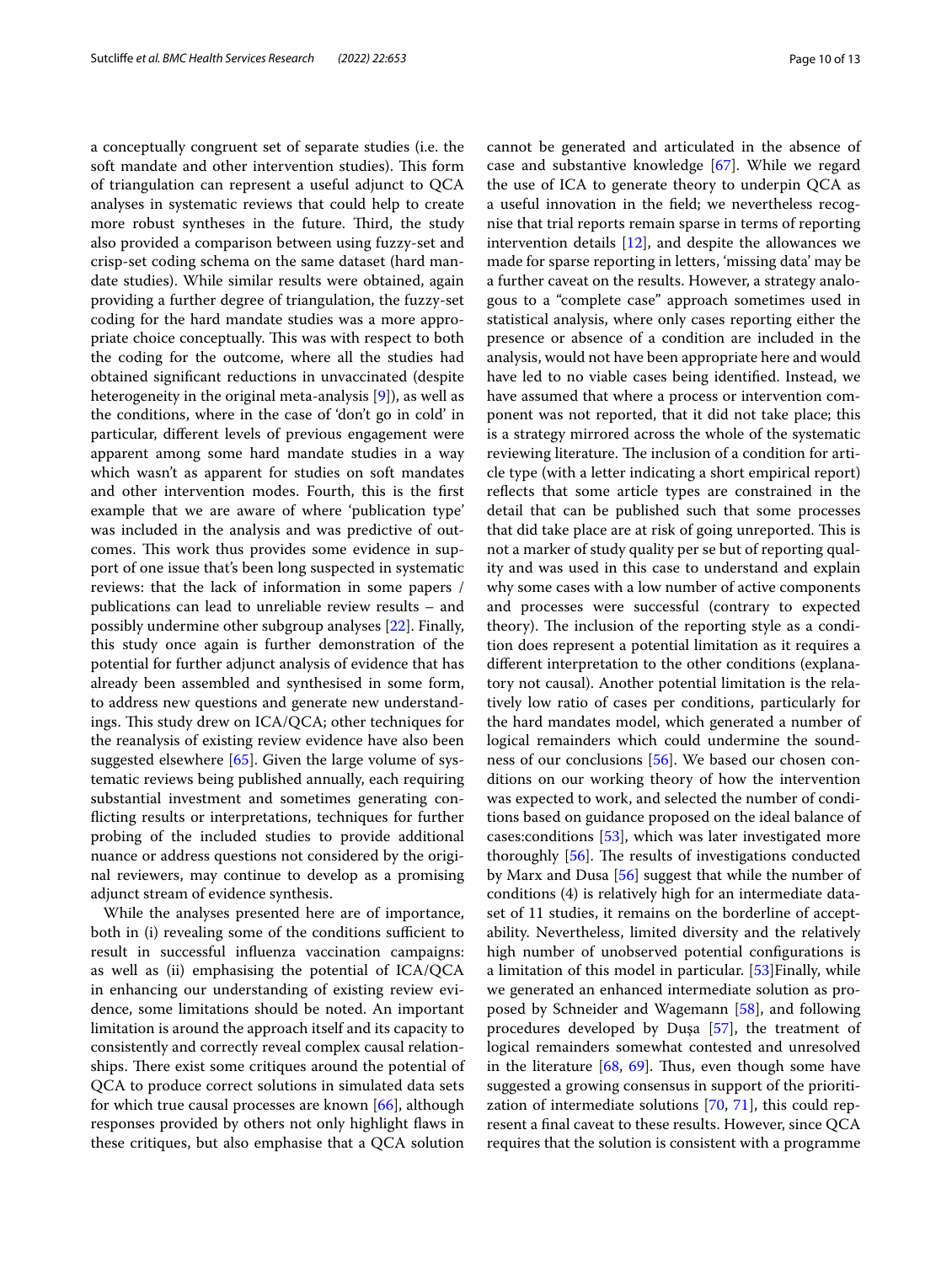a conceptually congruent set of separate studies (i.e. the soft mandate and other intervention studies). This form of triangulation can represent a useful adjunct to QCA analyses in systematic reviews that could help to create more robust syntheses in the future. Third, the study also provided a comparison between using fuzzy-set and crisp-set coding schema on the same dataset (hard mandate studies). While similar results were obtained, again providing a further degree of triangulation, the fuzzy-set coding for the hard mandate studies was a more appropriate choice conceptually. This was with respect to both the coding for the outcome, where all the studies had obtained significant reductions in unvaccinated (despite heterogeneity in the original meta-analysis [9]), as well as the conditions, where in the case of 'don't go in cold' in particular, different levels of previous engagement were apparent among some hard mandate studies in a way which wasn't as apparent for studies on soft mandates and other intervention modes. Fourth, this is the first example that we are aware of where 'publication type' was included in the analysis and was predictive of outcomes. This work thus provides some evidence in support of one issue that's been long suspected in systematic reviews: that the lack of information in some papers / publications can lead to unreliable review results – and possibly undermine other subgroup analyses [22]. Finally, this study once again is further demonstration of the potential for further adjunct analysis of evidence that has already been assembled and synthesised in some form, to address new questions and generate new understandings. This study drew on ICA/QCA; other techniques for the reanalysis of existing review evidence have also been suggested elsewhere [65]. Given the large volume of systematic reviews being published annually, each requiring substantial investment and sometimes generating conflicting results or interpretations, techniques for further probing of the included studies to provide additional nuance or address questions not considered by the original reviewers, may continue to develop as a promising adjunct stream of evidence synthesis.

While the analyses presented here are of importance, both in (i) revealing some of the conditions sufficient to result in successful influenza vaccination campaigns: as well as (ii) emphasising the potential of ICA/QCA in enhancing our understanding of existing review evidence, some limitations should be noted. An important limitation is around the approach itself and its capacity to consistently and correctly reveal complex causal relationships. There exist some critiques around the potential of QCA to produce correct solutions in simulated data sets for which true causal processes are known [66], although responses provided by others not only highlight flaws in these critiques, but also emphasise that a QCA solution cannot be generated and articulated in the absence of case and substantive knowledge [67]. While we regard the use of ICA to generate theory to underpin QCA as a useful innovation in the field; we nevertheless recognise that trial reports remain sparse in terms of reporting intervention details [12], and despite the allowances we made for sparse reporting in letters, 'missing data' may be a further caveat on the results. However, a strategy analogous to a "complete case" approach sometimes used in statistical analysis, where only cases reporting either the presence or absence of a condition are included in the analysis, would not have been appropriate here and would have led to no viable cases being identified. Instead, we have assumed that where a process or intervention component was not reported, that it did not take place; this is a strategy mirrored across the whole of the systematic reviewing literature. The inclusion of a condition for article type (with a letter indicating a short empirical report) reflects that some article types are constrained in the detail that can be published such that some processes that did take place are at risk of going unreported. This is not a marker of study quality per se but of reporting quality and was used in this case to understand and explain why some cases with a low number of active components and processes were successful (contrary to expected theory). The inclusion of the reporting style as a condition does represent a potential limitation as it requires a different interpretation to the other conditions (explanatory not causal). Another potential limitation is the relatively low ratio of cases per conditions, particularly for the hard mandates model, which generated a number of logical remainders which could undermine the soundness of our conclusions [56]. We based our chosen conditions on our working theory of how the intervention was expected to work, and selected the number of conditions based on guidance proposed on the ideal balance of cases:conditions [53], which was later investigated more thoroughly [56]. The results of investigations conducted by Marx and Dusa [56] suggest that while the number of conditions (4) is relatively high for an intermediate dataset of 11 studies, it remains on the borderline of acceptability. Nevertheless, limited diversity and the relatively high number of unobserved potential configurations is a limitation of this model in particular. [53]Finally, while we generated an enhanced intermediate solution as proposed by Schneider and Wagemann [58], and following procedures developed by Dușa [57], the treatment of logical remainders somewhat contested and unresolved in the literature [68, 69]. Thus, even though some have suggested a growing consensus in support of the prioritization of intermediate solutions [70, 71], this could represent a final caveat to these results. However, since QCA requires that the solution is consistent with a programme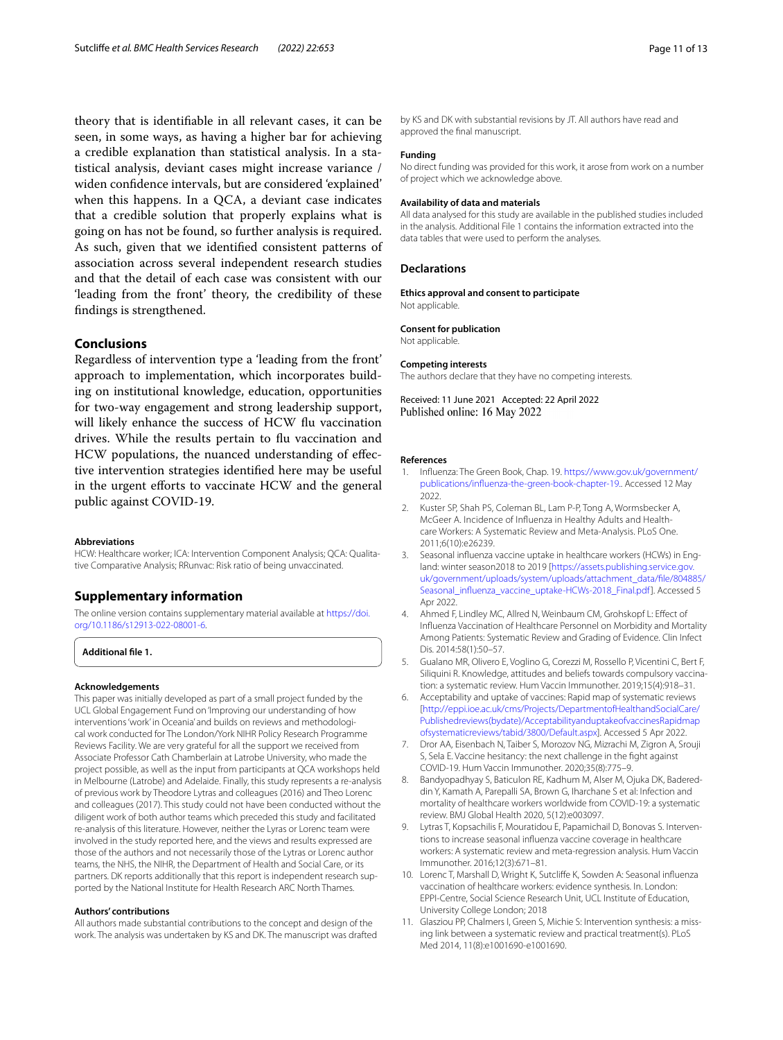theory that is identifiable in all relevant cases, it can be seen, in some ways, as having a higher bar for achieving a credible explanation than statistical analysis. In a statistical analysis, deviant cases might increase variance / widen confidence intervals, but are considered 'explained' when this happens. In a QCA, a deviant case indicates that a credible solution that properly explains what is going on has not be found, so further analysis is required. As such, given that we identified consistent patterns of association across several independent research studies and that the detail of each case was consistent with our 'leading from the front' theory, the credibility of these findings is strengthened.

## Conclusions

Regardless of intervention type a 'leading from the front' approach to implementation, which incorporates building on institutional knowledge, education, opportunities for two-way engagement and strong leadership support, will likely enhance the success of HCW flu vaccination drives. While the results pertain to flu vaccination and HCW populations, the nuanced understanding of effective intervention strategies identified here may be useful in the urgent efforts to vaccinate HCW and the general public against COVID-19.

#### Abbreviations

HCW: Healthcare worker; ICA: Intervention Component Analysis; QCA: Qualitative Comparative Analysis; RRunvac: Risk ratio of being unvaccinated.

## Supplementary information

The online version contains supplementary material available at https://doi.org/10.1186/s12913-022-08001-6.

**Additional file 1.**

#### Acknowledgements

This paper was initially developed as part of a small project funded by the UCL Global Engagement Fund on 'Improving our understanding of how interventions 'work' in Oceania' and builds on reviews and methodological work conducted for The London/York NIHR Policy Research Programme Reviews Facility. We are very grateful for all the support we received from Associate Professor Cath Chamberlain at Latrobe University, who made the project possible, as well as the input from participants at QCA workshops held in Melbourne (Latrobe) and Adelaide. Finally, this study represents a re-analysis of previous work by Theodore Lytras and colleagues (2016) and Theo Lorenc and colleagues (2017). This study could not have been conducted without the diligent work of both author teams which preceded this study and facilitated re-analysis of this literature. However, neither the Lyras or Lorenc team were involved in the study reported here, and the views and results expressed are those of the authors and not necessarily those of the Lytras or Lorenc author teams, the NHS, the NIHR, the Department of Health and Social Care, or its partners. DK reports additionally that this report is independent research supported by the National Institute for Health Research ARC North Thames.

#### Authors' contributions

All authors made substantial contributions to the concept and design of the work. The analysis was undertaken by KS and DK. The manuscript was drafted by KS and DK with substantial revisions by JT. All authors have read and approved the final manuscript.

#### Funding

No direct funding was provided for this work, it arose from work on a number of project which we acknowledge above.

#### Availability of data and materials

All data analysed for this study are available in the published studies included in the analysis. Additional File 1 contains the information extracted into the data tables that were used to perform the analyses.

## Declarations

#### Ethics approval and consent to participate

Not applicable.

#### Consent for publication

Not applicable.

#### Competing interests

The authors declare that they have no competing interests.

Received: 11 June 2021 Accepted: 22 April 2022
Published online: 16 May 2022

#### References

1. Influenza: The Green Book, Chap. 19. https://www.gov.uk/government/publications/influenza-the-green-book-chapter-19.. Accessed 12 May 2022.
2. Kuster SP, Shah PS, Coleman BL, Lam P-P, Tong A, Wormsbecker A, McGeer A. Incidence of Influenza in Healthy Adults and Healthcare Workers: A Systematic Review and Meta-Analysis. PLoS One. 2011;6(10):e26239.
3. Seasonal influenza vaccine uptake in healthcare workers (HCWs) in England: winter season2018 to 2019 [https://assets.publishing.service.gov.uk/government/uploads/system/uploads/attachment_data/file/804885/Seasonal_influenza_vaccine_uptake-HCWs-2018_Final.pdf]. Accessed 5 Apr 2022.
4. Ahmed F, Lindley MC, Allred N, Weinbaum CM, Grohskopf L: Effect of Influenza Vaccination of Healthcare Personnel on Morbidity and Mortality Among Patients: Systematic Review and Grading of Evidence. Clin Infect Dis. 2014:58(1):50–57.
5. Gualano MR, Olivero E, Voglino G, Corezzi M, Rossello P, Vicentini C, Bert F, Siliquini R. Knowledge, attitudes and beliefs towards compulsory vaccination: a systematic review. Hum Vaccin Immunother. 2019;15(4):918–31.
6. Acceptability and uptake of vaccines: Rapid map of systematic reviews [http://eppi.ioe.ac.uk/cms/Projects/DepartmentofHealthandSocialCare/Publishedreviews(bydate)/AcceptabilityanduptakeofvaccinesRapidmapofsystematicreviews/tabid/3800/Default.aspx]. Accessed 5 Apr 2022.
7. Dror AA, Eisenbach N, Taiber S, Morozov NG, Mizrachi M, Zigron A, Srouji S, Sela E. Vaccine hesitancy: the next challenge in the fight against COVID-19. Hum Vaccin Immunother. 2020;35(8):775–9.
8. Bandyopadhyay S, Baticulon RE, Kadhum M, Alser M, Ojuka DK, Badereddin Y, Kamath A, Parepalli SA, Brown G, Iharchane S et al: Infection and mortality of healthcare workers worldwide from COVID-19: a systematic review. BMJ Global Health 2020, 5(12):e003097.
9. Lytras T, Kopsachilis F, Mouratidou E, Papamichail D, Bonovas S. Interventions to increase seasonal influenza vaccine coverage in healthcare workers: A systematic review and meta-regression analysis. Hum Vaccin Immunother. 2016;12(3):671–81.
10. Lorenc T, Marshall D, Wright K, Sutcliffe K, Sowden A: Seasonal influenza vaccination of healthcare workers: evidence synthesis. In. London: EPPI-Centre, Social Science Research Unit, UCL Institute of Education, University College London; 2018
11. Glasziou PP, Chalmers I, Green S, Michie S: Intervention synthesis: a missing link between a systematic review and practical treatment(s). PLoS Med 2014, 11(8):e1001690-e1001690.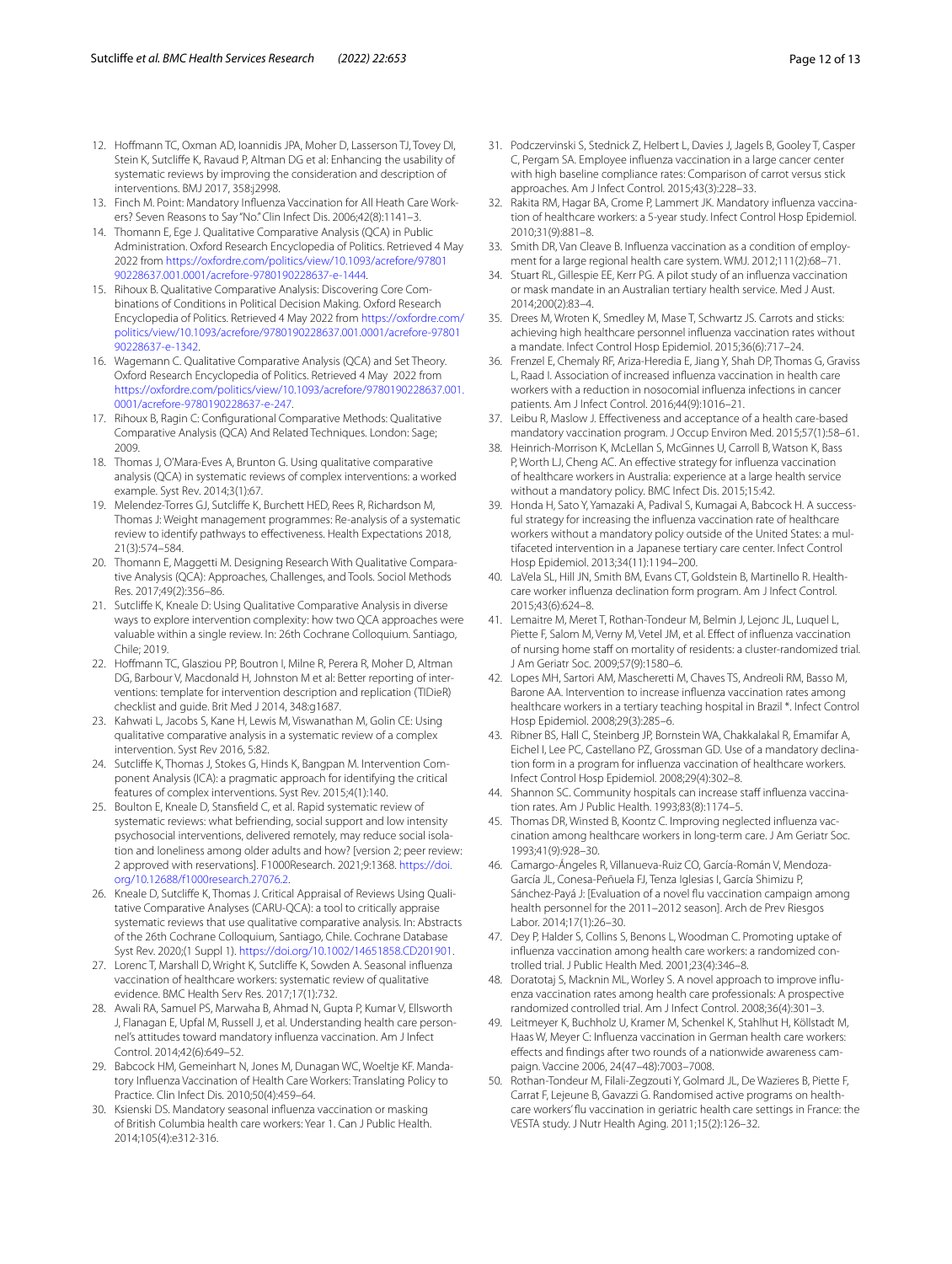12. Hoffmann TC, Oxman AD, Ioannidis JPA, Moher D, Lasserson TJ, Tovey DI, Stein K, Sutcliffe K, Ravaud P, Altman DG et al: Enhancing the usability of systematic reviews by improving the consideration and description of interventions. BMJ 2017, 358:j2998.
13. Finch M. Point: Mandatory Influenza Vaccination for All Heath Care Workers? Seven Reasons to Say "No." Clin Infect Dis. 2006;42(8):1141–3.
14. Thomann E, Ege J. Qualitative Comparative Analysis (QCA) in Public Administration. Oxford Research Encyclopedia of Politics. Retrieved 4 May 2022 from https://oxfordre.com/politics/view/10.1093/acrefore/9780190228637.001.0001/acrefore-9780190228637-e-1444.
15. Rihoux B. Qualitative Comparative Analysis: Discovering Core Combinations of Conditions in Political Decision Making. Oxford Research Encyclopedia of Politics. Retrieved 4 May 2022 from https://oxfordre.com/politics/view/10.1093/acrefore/9780190228637.001.0001/acrefore-9780190228637-e-1342.
16. Wagemann C. Qualitative Comparative Analysis (QCA) and Set Theory. Oxford Research Encyclopedia of Politics. Retrieved 4 May 2022 from https://oxfordre.com/politics/view/10.1093/acrefore/9780190228637.001.0001/acrefore-9780190228637-e-247.
17. Rihoux B, Ragin C: Configurational Comparative Methods: Qualitative Comparative Analysis (QCA) And Related Techniques. London: Sage; 2009.
18. Thomas J, O'Mara-Eves A, Brunton G. Using qualitative comparative analysis (QCA) in systematic reviews of complex interventions: a worked example. Syst Rev. 2014;3(1):67.
19. Melendez-Torres GJ, Sutcliffe K, Burchett HED, Rees R, Richardson M, Thomas J: Weight management programmes: Re-analysis of a systematic review to identify pathways to effectiveness. Health Expectations 2018, 21(3):574–584.
20. Thomann E, Maggetti M. Designing Research With Qualitative Comparative Analysis (QCA): Approaches, Challenges, and Tools. Sociol Methods Res. 2017;49(2):356–86.
21. Sutcliffe K, Kneale D: Using Qualitative Comparative Analysis in diverse ways to explore intervention complexity: how two QCA approaches were valuable within a single review. In: 26th Cochrane Colloquium. Santiago, Chile; 2019.
22. Hoffmann TC, Glasziou PP, Boutron I, Milne R, Perera R, Moher D, Altman DG, Barbour V, Macdonald H, Johnston M et al: Better reporting of interventions: template for intervention description and replication (TIDieR) checklist and guide. Brit Med J 2014, 348:g1687.
23. Kahwati L, Jacobs S, Kane H, Lewis M, Viswanathan M, Golin CE: Using qualitative comparative analysis in a systematic review of a complex intervention. Syst Rev 2016, 5:82.
24. Sutcliffe K, Thomas J, Stokes G, Hinds K, Bangpan M. Intervention Component Analysis (ICA): a pragmatic approach for identifying the critical features of complex interventions. Syst Rev. 2015;4(1):140.
25. Boulton E, Kneale D, Stansfield C, et al. Rapid systematic review of systematic reviews: what befriending, social support and low intensity psychosocial interventions, delivered remotely, may reduce social isolation and loneliness among older adults and how? [version 2; peer review: 2 approved with reservations]. F1000Research. 2021;9:1368. https://doi.org/10.12688/f1000research.27076.2.
26. Kneale D, Sutcliffe K, Thomas J. Critical Appraisal of Reviews Using Qualitative Comparative Analyses (CARU-QCA): a tool to critically appraise systematic reviews that use qualitative comparative analysis. In: Abstracts of the 26th Cochrane Colloquium, Santiago, Chile. Cochrane Database Syst Rev. 2020;(1 Suppl 1). https://doi.org/10.1002/14651858.CD201901.
27. Lorenc T, Marshall D, Wright K, Sutcliffe K, Sowden A. Seasonal influenza vaccination of healthcare workers: systematic review of qualitative evidence. BMC Health Serv Res. 2017;17(1):732.
28. Awali RA, Samuel PS, Marwaha B, Ahmad N, Gupta P, Kumar V, Ellsworth J, Flanagan E, Upfal M, Russell J, et al. Understanding health care personnel's attitudes toward mandatory influenza vaccination. Am J Infect Control. 2014;42(6):649–52.
29. Babcock HM, Gemeinhart N, Jones M, Dunagan WC, Woeltje KF. Mandatory Influenza Vaccination of Health Care Workers: Translating Policy to Practice. Clin Infect Dis. 2010;50(4):459–64.
30. Ksienski DS. Mandatory seasonal influenza vaccination or masking of British Columbia health care workers: Year 1. Can J Public Health. 2014;105(4):e312-316.
31. Podczervinski S, Stednick Z, Helbert L, Davies J, Jagels B, Gooley T, Casper C, Pergam SA. Employee influenza vaccination in a large cancer center with high baseline compliance rates: Comparison of carrot versus stick approaches. Am J Infect Control. 2015;43(3):228–33.
32. Rakita RM, Hagar BA, Crome P, Lammert JK. Mandatory influenza vaccination of healthcare workers: a 5-year study. Infect Control Hosp Epidemiol. 2010;31(9):881–8.
33. Smith DR, Van Cleave B. Influenza vaccination as a condition of employment for a large regional health care system. WMJ. 2012;111(2):68–71.
34. Stuart RL, Gillespie EE, Kerr PG. A pilot study of an influenza vaccination or mask mandate in an Australian tertiary health service. Med J Aust. 2014;200(2):83–4.
35. Drees M, Wroten K, Smedley M, Mase T, Schwartz JS. Carrots and sticks: achieving high healthcare personnel influenza vaccination rates without a mandate. Infect Control Hosp Epidemiol. 2015;36(6):717–24.
36. Frenzel E, Chemaly RF, Ariza-Heredia E, Jiang Y, Shah DP, Thomas G, Graviss L, Raad I. Association of increased influenza vaccination in health care workers with a reduction in nosocomial influenza infections in cancer patients. Am J Infect Control. 2016;44(9):1016–21.
37. Leibu R, Maslow J. Effectiveness and acceptance of a health care-based mandatory vaccination program. J Occup Environ Med. 2015;57(1):58–61.
38. Heinrich-Morrison K, McLellan S, McGinnes U, Carroll B, Watson K, Bass P, Worth LJ, Cheng AC. An effective strategy for influenza vaccination of healthcare workers in Australia: experience at a large health service without a mandatory policy. BMC Infect Dis. 2015;15:42.
39. Honda H, Sato Y, Yamazaki A, Padival S, Kumagai A, Babcock H. A successful strategy for increasing the influenza vaccination rate of healthcare workers without a mandatory policy outside of the United States: a multifaceted intervention in a Japanese tertiary care center. Infect Control Hosp Epidemiol. 2013;34(11):1194–200.
40. LaVela SL, Hill JN, Smith BM, Evans CT, Goldstein B, Martinello R. Healthcare worker influenza declination form program. Am J Infect Control. 2015;43(6):624–8.
41. Lemaitre M, Meret T, Rothan-Tondeur M, Belmin J, Lejonc JL, Luquel L, Piette F, Salom M, Verny M, Vetel JM, et al. Effect of influenza vaccination of nursing home staff on mortality of residents: a cluster-randomized trial. J Am Geriatr Soc. 2009;57(9):1580–6.
42. Lopes MH, Sartori AM, Mascheretti M, Chaves TS, Andreoli RM, Basso M, Barone AA. Intervention to increase influenza vaccination rates among healthcare workers in a tertiary teaching hospital in Brazil *. Infect Control Hosp Epidemiol. 2008;29(3):285–6.
43. Ribner BS, Hall C, Steinberg JP, Bornstein WA, Chakkalakal R, Emamifar A, Eichel I, Lee PC, Castellano PZ, Grossman GD. Use of a mandatory declination form in a program for influenza vaccination of healthcare workers. Infect Control Hosp Epidemiol. 2008;29(4):302–8.
44. Shannon SC. Community hospitals can increase staff influenza vaccination rates. Am J Public Health. 1993;83(8):1174–5.
45. Thomas DR, Winsted B, Koontz C. Improving neglected influenza vaccination among healthcare workers in long-term care. J Am Geriatr Soc. 1993;41(9):928–30.
46. Camargo-Ángeles R, Villanueva-Ruiz CO, García-Román V, Mendoza-García JL, Conesa-Peñuela FJ, Tenza Iglesias I, García Shimizu P, Sánchez-Payá J: [Evaluation of a novel flu vaccination campaign among health personnel for the 2011–2012 season]. Arch de Prev Riesgos Labor. 2014;17(1):26–30.
47. Dey P, Halder S, Collins S, Benons L, Woodman C. Promoting uptake of influenza vaccination among health care workers: a randomized controlled trial. J Public Health Med. 2001;23(4):346–8.
48. Doratotaj S, Macknin ML, Worley S. A novel approach to improve influenza vaccination rates among health care professionals: A prospective randomized controlled trial. Am J Infect Control. 2008;36(4):301–3.
49. Leitmeyer K, Buchholz U, Kramer M, Schenkel K, Stahlhut H, Köllstadt M, Haas W, Meyer C: Influenza vaccination in German health care workers: effects and findings after two rounds of a nationwide awareness campaign. Vaccine 2006, 24(47–48):7003–7008.
50. Rothan-Tondeur M, Filali-Zegzouti Y, Golmard JL, De Wazieres B, Piette F, Carrat F, Lejeune B, Gavazzi G. Randomised active programs on healthcare workers' flu vaccination in geriatric health care settings in France: the VESTA study. J Nutr Health Aging. 2011;15(2):126–32.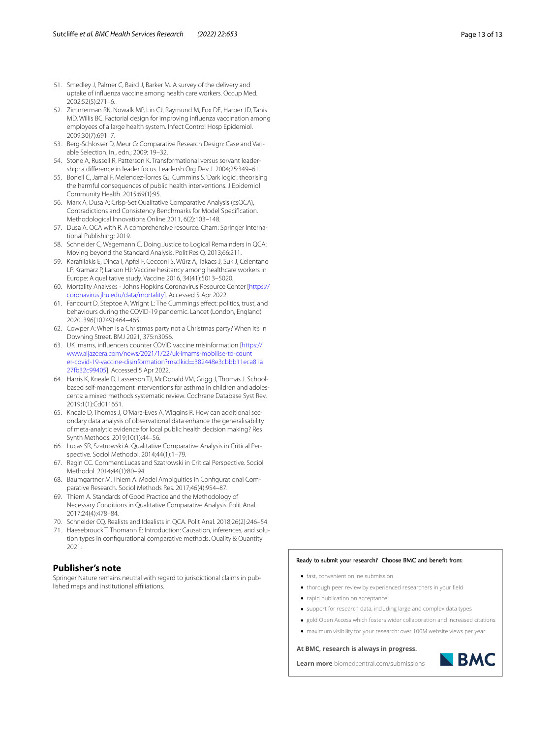51. Smedley J, Palmer C, Baird J, Barker M. A survey of the delivery and uptake of influenza vaccine among health care workers. Occup Med. 2002;52(5):271–6.
52. Zimmerman RK, Nowalk MP, Lin CJ, Raymund M, Fox DE, Harper JD, Tanis MD, Willis BC. Factorial design for improving influenza vaccination among employees of a large health system. Infect Control Hosp Epidemiol. 2009;30(7):691–7.
53. Berg-Schlosser D, Meur G: Comparative Research Design: Case and Variable Selection. In., edn.; 2009: 19–32.
54. Stone A, Russell R, Patterson K. Transformational versus servant leadership: a difference in leader focus. Leadersh Org Dev J. 2004;25:349–61.
55. Bonell C, Jamal F, Melendez-Torres GJ, Cummins S. 'Dark logic': theorising the harmful consequences of public health interventions. J Epidemiol Community Health. 2015;69(1):95.
56. Marx A, Dusa A: Crisp-Set Qualitative Comparative Analysis (csQCA), Contradictions and Consistency Benchmarks for Model Specification. Methodological Innovations Online 2011, 6(2):103–148.
57. Dusa A. QCA with R. A comprehensive resource. Cham: Springer International Publishing; 2019.
58. Schneider C, Wagemann C. Doing Justice to Logical Remainders in QCA: Moving beyond the Standard Analysis. Polit Res Q. 2013;66:211.
59. Karafillakis E, Dinca I, Apfel F, Cecconi S, Wűrz A, Takacs J, Suk J, Celentano LP, Kramarz P, Larson HJ: Vaccine hesitancy among healthcare workers in Europe: A qualitative study. Vaccine 2016, 34(41):5013–5020.
60. Mortality Analyses - Johns Hopkins Coronavirus Resource Center [https://coronavirus.jhu.edu/data/mortality]. Accessed 5 Apr 2022.
61. Fancourt D, Steptoe A, Wright L: The Cummings effect: politics, trust, and behaviours during the COVID-19 pandemic. Lancet (London, England) 2020, 396(10249):464–465.
62. Cowper A: When is a Christmas party not a Christmas party? When it's in Downing Street. BMJ 2021, 375:n3056.
63. UK imams, influencers counter COVID vaccine misinformation [https://www.aljazeera.com/news/2021/1/22/uk-imams-mobilise-to-counter-covid-19-vaccine-disinformation?msclkid=382448e3cbbb11eca81a27fb32c99405]. Accessed 5 Apr 2022.
64. Harris K, Kneale D, Lasserson TJ, McDonald VM, Grigg J, Thomas J. School-based self-management interventions for asthma in children and adolescents: a mixed methods systematic review. Cochrane Database Syst Rev. 2019;1(1):Cd011651.
65. Kneale D, Thomas J, O'Mara-Eves A, Wiggins R. How can additional secondary data analysis of observational data enhance the generalisability of meta-analytic evidence for local public health decision making? Res Synth Methods. 2019;10(1):44–56.
66. Lucas SR, Szatrowski A. Qualitative Comparative Analysis in Critical Perspective. Sociol Methodol. 2014;44(1):1–79.
67. Ragin CC. Comment:Lucas and Szatrowski in Critical Perspective. Sociol Methodol. 2014;44(1):80–94.
68. Baumgartner M, Thiem A. Model Ambiguities in Configurational Comparative Research. Sociol Methods Res. 2017;46(4):954–87.
69. Thiem A. Standards of Good Practice and the Methodology of Necessary Conditions in Qualitative Comparative Analysis. Polit Anal. 2017;24(4):478–84.
70. Schneider CQ. Realists and Idealists in QCA. Polit Anal. 2018;26(2):246–54.
71. Haesebrouck T, Thomann E: Introduction: Causation, inferences, and solution types in configurational comparative methods. Quality & Quantity 2021.

## Publisher's note

Springer Nature remains neutral with regard to jurisdictional claims in published maps and institutional affiliations.

Ready to submit your research? Choose BMC and benefit from:

- fast, convenient online submission
- thorough peer review by experienced researchers in your field
- rapid publication on acceptance
- support for research data, including large and complex data types
- gold Open Access which fosters wider collaboration and increased citations
- maximum visibility for your research: over 100M website views per year

**At BMC, research is always in progress.**

**Learn more** biomedcentral.com/submissions

BMC